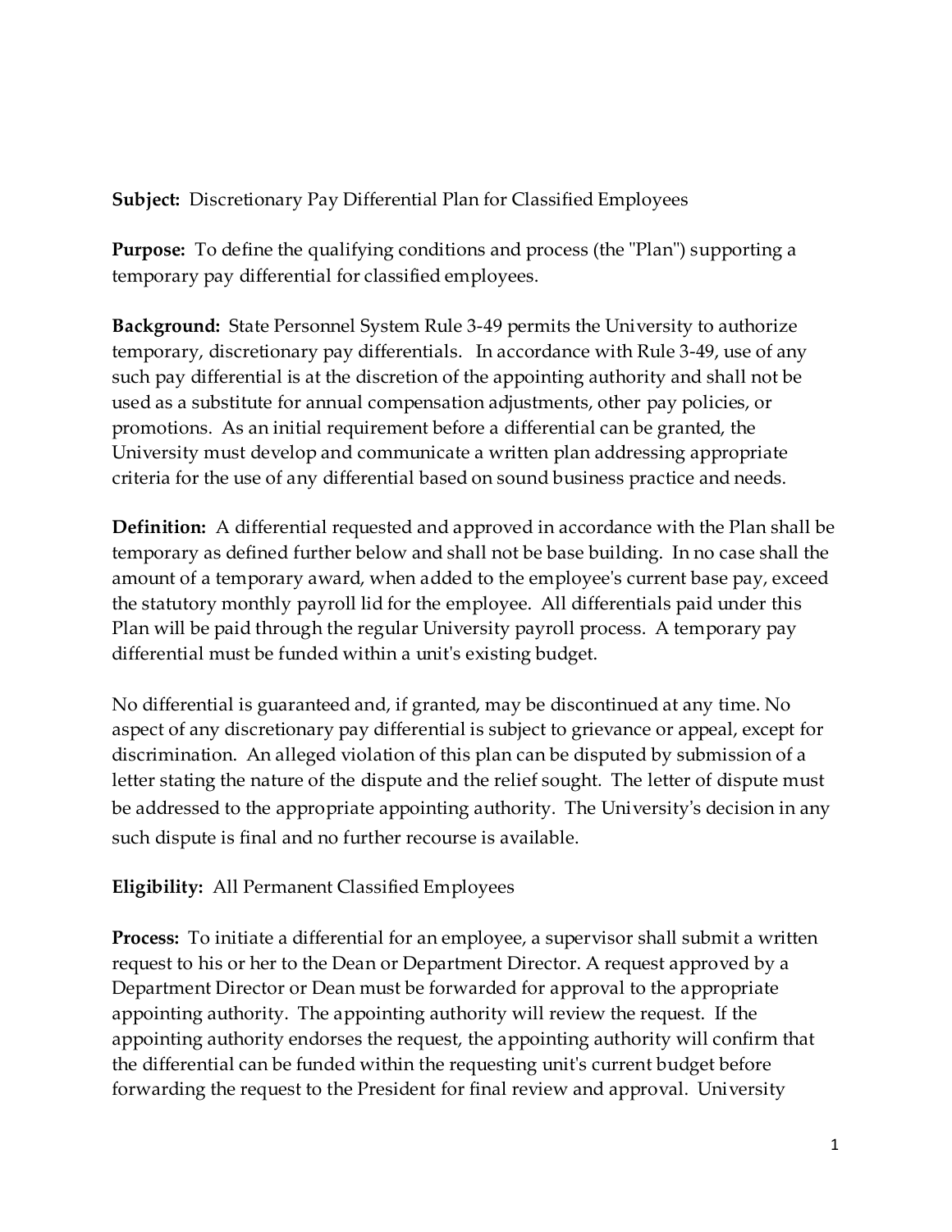**Subject:** Discretionary Pay Differential Plan for Classified Employees

**Purpose:** To define the qualifying conditions and process (the "Plan") supporting a temporary pay differential for classified employees.

**Background:** State Personnel System Rule 3-49 permits the University to authorize temporary, discretionary pay differentials. In accordance with Rule 3-49, use of any such pay differential is at the discretion of the appointing authority and shall not be used as a substitute for annual compensation adjustments, other pay policies, or promotions. As an initial requirement before a differential can be granted, the University must develop and communicate a written plan addressing appropriate criteria for the use of any differential based on sound business practice and needs.

**Definition:** A differential requested and approved in accordance with the Plan shall be temporary as defined further below and shall not be base building. In no case shall the amount of a temporary award, when added to the employee's current base pay, exceed the statutory monthly payroll lid for the employee. All differentials paid under this Plan will be paid through the regular University payroll process. A temporary pay differential must be funded within a unit's existing budget.

No differential is guaranteed and, if granted, may be discontinued at any time. No aspect of any discretionary pay differential is subject to grievance or appeal, except for discrimination. An alleged violation of this plan can be disputed by submission of a letter stating the nature of the dispute and the relief sought. The letter of dispute must be addressed to the appropriate appointing authority. The University's decision in any such dispute is final and no further recourse is available.

**Eligibility:** All Permanent Classified Employees

**Process:** To initiate a differential for an employee, a supervisor shall submit a written request to his or her to the Dean or Department Director. A request approved by a Department Director or Dean must be forwarded for approval to the appropriate appointing authority. The appointing authority will review the request. If the appointing authority endorses the request, the appointing authority will confirm that the differential can be funded within the requesting unit's current budget before forwarding the request to the President for final review and approval. University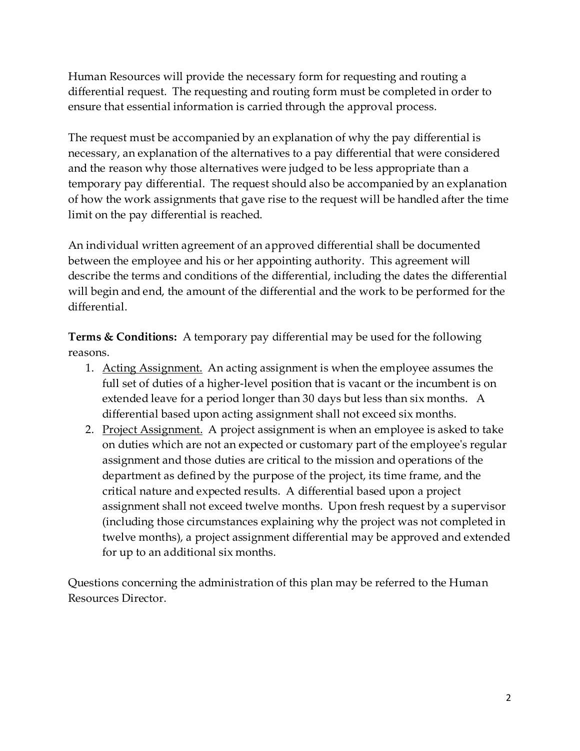Human Resources will provide the necessary form for requesting and routing a differential request. The requesting and routing form must be completed in order to ensure that essential information is carried through the approval process.

The request must be accompanied by an explanation of why the pay differential is necessary, an explanation of the alternatives to a pay differential that were considered and the reason why those alternatives were judged to be less appropriate than a temporary pay differential. The request should also be accompanied by an explanation of how the work assignments that gave rise to the request will be handled after the time limit on the pay differential is reached.

An individual written agreement of an approved differential shall be documented between the employee and his or her appointing authority. This agreement will describe the terms and conditions of the differential, including the dates the differential will begin and end, the amount of the differential and the work to be performed for the differential.

**Terms & Conditions:** A temporary pay differential may be used for the following reasons.

1. <u>Acting Assignment.</u> An acting assignment is when the employee assumes the full set of duties of a higher-level position that is vacant or the incumbent is on extended leave for a period longer than 30 days but less than six months. A differential based upon acting assignment shall not exceed six months.
2. <u>Project Assignment.</u> A project assignment is when an employee is asked to take on duties which are not an expected or customary part of the employee's regular assignment and those duties are critical to the mission and operations of the department as defined by the purpose of the project, its time frame, and the critical nature and expected results. A differential based upon a project assignment shall not exceed twelve months. Upon fresh request by a supervisor (including those circumstances explaining why the project was not completed in twelve months), a project assignment differential may be approved and extended for up to an additional six months.

Questions concerning the administration of this plan may be referred to the Human Resources Director.